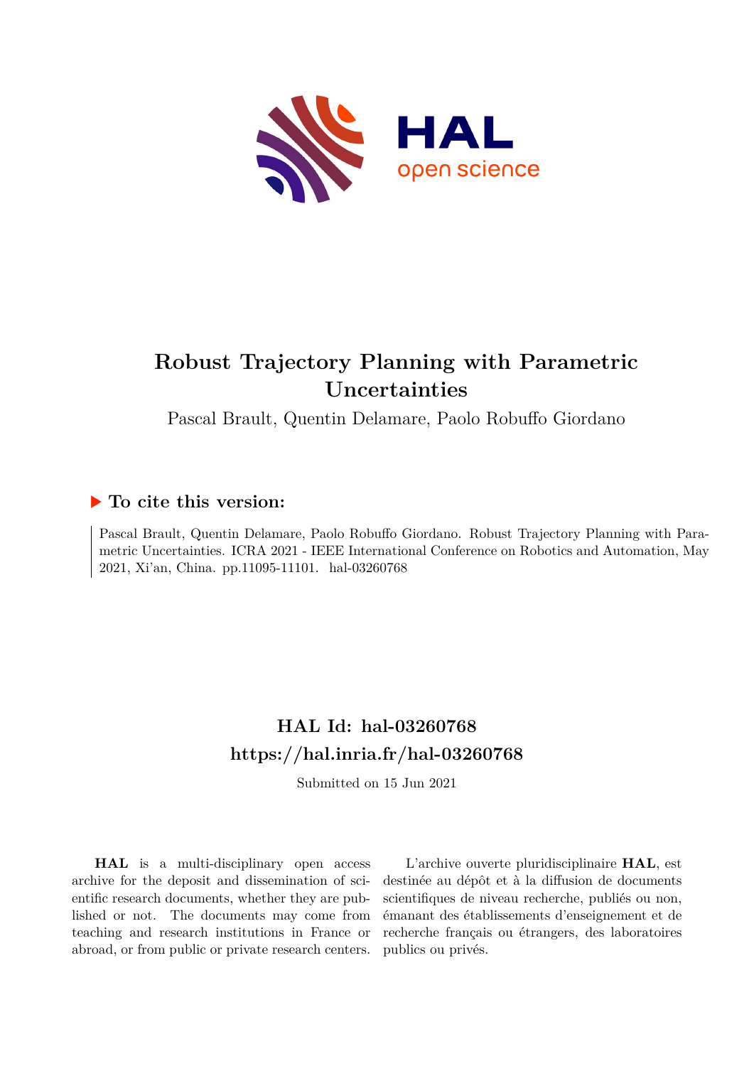# Robust Trajectory Planning with Parametric Uncertainties

Pascal Brault, Quentin Delamare, Paolo Robuffo Giordano

## ▶ To cite this version:

Pascal Brault, Quentin Delamare, Paolo Robuffo Giordano. Robust Trajectory Planning with Parametric Uncertainties. ICRA 2021 - IEEE International Conference on Robotics and Automation, May 2021, Xi'an, China. pp.11095-11101. hal-03260768

## HAL Id: hal-03260768

## https://hal.inria.fr/hal-03260768

Submitted on 15 Jun 2021

**HAL** is a multi-disciplinary open access archive for the deposit and dissemination of scientific research documents, whether they are published or not. The documents may come from teaching and research institutions in France or abroad, or from public or private research centers.

L'archive ouverte pluridisciplinaire **HAL**, est destinée au dépôt et à la diffusion de documents scientifiques de niveau recherche, publiés ou non, émanant des établissements d'enseignement et de recherche français ou étrangers, des laboratoires publics ou privés.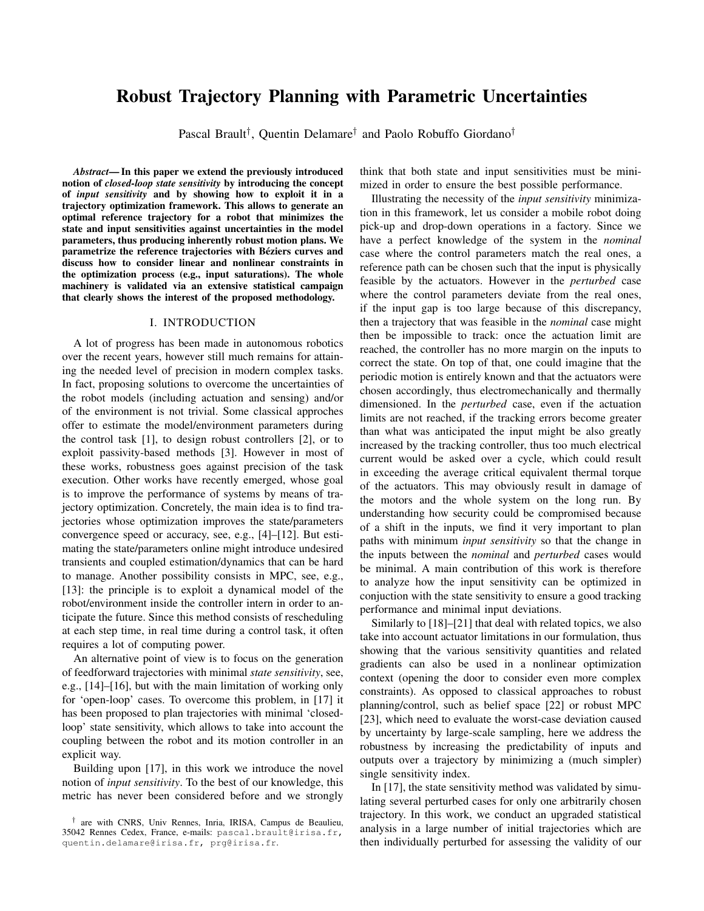# Robust Trajectory Planning with Parametric Uncertainties

Pascal Brault[†], Quentin Delamare[†] and Paolo Robuffo Giordano[†]

***Abstract*— In this paper we extend the previously introduced notion of *closed-loop state sensitivity* by introducing the concept of *input sensitivity* and by showing how to exploit it in a trajectory optimization framework. This allows to generate an optimal reference trajectory for a robot that minimizes the state and input sensitivities against uncertainties in the model parameters, thus producing inherently robust motion plans. We parametrize the reference trajectories with Béziers curves and discuss how to consider linear and nonlinear constraints in the optimization process (e.g., input saturations). The whole machinery is validated via an extensive statistical campaign that clearly shows the interest of the proposed methodology.**

## I. INTRODUCTION

A lot of progress has been made in autonomous robotics over the recent years, however still much remains for attaining the needed level of precision in modern complex tasks. In fact, proposing solutions to overcome the uncertainties of the robot models (including actuation and sensing) and/or of the environment is not trivial. Some classical approches offer to estimate the model/environment parameters during the control task [1], to design robust controllers [2], or to exploit passivity-based methods [3]. However in most of these works, robustness goes against precision of the task execution. Other works have recently emerged, whose goal is to improve the performance of systems by means of trajectory optimization. Concretely, the main idea is to find trajectories whose optimization improves the state/parameters convergence speed or accuracy, see, e.g., [4]–[12]. But estimating the state/parameters online might introduce undesired transients and coupled estimation/dynamics that can be hard to manage. Another possibility consists in MPC, see, e.g., [13]: the principle is to exploit a dynamical model of the robot/environment inside the controller intern in order to anticipate the future. Since this method consists of rescheduling at each step time, in real time during a control task, it often requires a lot of computing power.

An alternative point of view is to focus on the generation of feedforward trajectories with minimal *state sensitivity*, see, e.g., [14]–[16], but with the main limitation of working only for 'open-loop' cases. To overcome this problem, in [17] it has been proposed to plan trajectories with minimal 'closed-loop' state sensitivity, which allows to take into account the coupling between the robot and its motion controller in an explicit way.

Building upon [17], in this work we introduce the novel notion of *input sensitivity*. To the best of our knowledge, this metric has never been considered before and we strongly think that both state and input sensitivities must be minimized in order to ensure the best possible performance.

Illustrating the necessity of the *input sensitivity* minimization in this framework, let us consider a mobile robot doing pick-up and drop-down operations in a factory. Since we have a perfect knowledge of the system in the *nominal* case where the control parameters match the real ones, a reference path can be chosen such that the input is physically feasible by the actuators. However in the *perturbed* case where the control parameters deviate from the real ones, if the input gap is too large because of this discrepancy, then a trajectory that was feasible in the *nominal* case might then be impossible to track: once the actuation limit are reached, the controller has no more margin on the inputs to correct the state. On top of that, one could imagine that the periodic motion is entirely known and that the actuators were chosen accordingly, thus electromechanically and thermally dimensioned. In the *perturbed* case, even if the actuation limits are not reached, if the tracking errors become greater than what was anticipated the input might be also greatly increased by the tracking controller, thus too much electrical current would be asked over a cycle, which could result in exceeding the average critical equivalent thermal torque of the actuators. This may obviously result in damage of the motors and the whole system on the long run. By understanding how security could be compromised because of a shift in the inputs, we find it very important to plan paths with minimum *input sensitivity* so that the change in the inputs between the *nominal* and *perturbed* cases would be minimal. A main contribution of this work is therefore to analyze how the input sensitivity can be optimized in conjuction with the state sensitivity to ensure a good tracking performance and minimal input deviations.

Similarly to [18]–[21] that deal with related topics, we also take into account actuator limitations in our formulation, thus showing that the various sensitivity quantities and related gradients can also be used in a nonlinear optimization context (opening the door to consider even more complex constraints). As opposed to classical approaches to robust planning/control, such as belief space [22] or robust MPC [23], which need to evaluate the worst-case deviation caused by uncertainty by large-scale sampling, here we address the robustness by increasing the predictability of inputs and outputs over a trajectory by minimizing a (much simpler) single sensitivity index.

In [17], the state sensitivity method was validated by simulating several perturbed cases for only one arbitrarily chosen trajectory. In this work, we conduct an upgraded statistical analysis in a large number of initial trajectories which are then individually perturbed for assessing the validity of our

[†] are with CNRS, Univ Rennes, Inria, IRISA, Campus de Beaulieu, 35042 Rennes Cedex, France, e-mails: pascal.brault@irisa.fr, quentin.delamare@irisa.fr, prg@irisa.fr.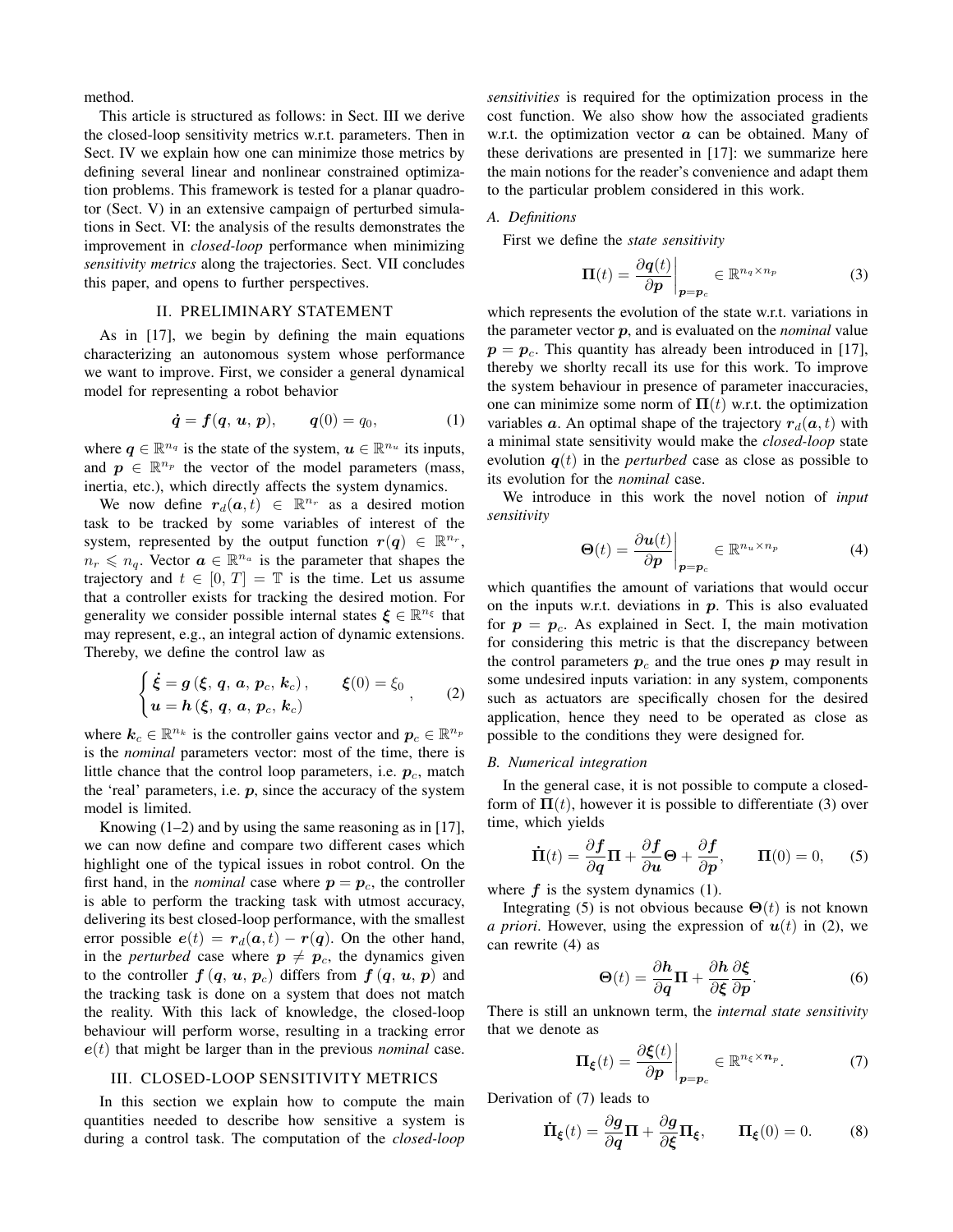method.

This article is structured as follows: in Sect. III we derive the closed-loop sensitivity metrics w.r.t. parameters. Then in Sect. IV we explain how one can minimize those metrics by defining several linear and nonlinear constrained optimization problems. This framework is tested for a planar quadrotor (Sect. V) in an extensive campaign of perturbed simulations in Sect. VI: the analysis of the results demonstrates the improvement in *closed-loop* performance when minimizing *sensitivity metrics* along the trajectories. Sect. VII concludes this paper, and opens to further perspectives.

## II. PRELIMINARY STATEMENT

As in [17], we begin by defining the main equations characterizing an autonomous system whose performance we want to improve. First, we consider a general dynamical model for representing a robot behavior

$$\dot{\boldsymbol{q}} = \boldsymbol{f}(\boldsymbol{q},\, \boldsymbol{u},\, \boldsymbol{p}), \qquad \boldsymbol{q}(0) = q_0, \tag{1}$$

where $\boldsymbol{q} \in \mathbb{R}^{n_q}$ is the state of the system, $\boldsymbol{u} \in \mathbb{R}^{n_u}$ its inputs, and $\boldsymbol{p} \in \mathbb{R}^{n_p}$ the vector of the model parameters (mass, inertia, etc.), which directly affects the system dynamics.

We now define $\boldsymbol{r}_d(\boldsymbol{a}, t) \in \mathbb{R}^{n_r}$ as a desired motion task to be tracked by some variables of interest of the system, represented by the output function $\boldsymbol{r}(\boldsymbol{q}) \in \mathbb{R}^{n_r}$, $n_r \leqslant n_q$. Vector $\boldsymbol{a} \in \mathbb{R}^{n_a}$ is the parameter that shapes the trajectory and $t \in [0, T] = \mathbb{T}$ is the time. Let us assume that a controller exists for tracking the desired motion. For generality we consider possible internal states $\boldsymbol{\xi} \in \mathbb{R}^{n_\xi}$ that may represent, e.g., an integral action of dynamic extensions. Thereby, we define the control law as

$$\begin{cases} \dot{\boldsymbol{\xi}} = \boldsymbol{g}\left(\boldsymbol{\xi},\, \boldsymbol{q},\, \boldsymbol{a},\, \boldsymbol{p}_c,\, \boldsymbol{k}_c\right), & \boldsymbol{\xi}(0) = \xi_0 \\ \boldsymbol{u} = \boldsymbol{h}\left(\boldsymbol{\xi},\, \boldsymbol{q},\, \boldsymbol{a},\, \boldsymbol{p}_c,\, \boldsymbol{k}_c\right) \end{cases}, \tag{2}$$

where $\boldsymbol{k}_c \in \mathbb{R}^{n_k}$ is the controller gains vector and $\boldsymbol{p}_c \in \mathbb{R}^{n_p}$ is the *nominal* parameters vector: most of the time, there is little chance that the control loop parameters, i.e. $\boldsymbol{p}_c$, match the 'real' parameters, i.e. $\boldsymbol{p}$, since the accuracy of the system model is limited.

Knowing (1–2) and by using the same reasoning as in [17], we can now define and compare two different cases which highlight one of the typical issues in robot control. On the first hand, in the *nominal* case where $\boldsymbol{p} = \boldsymbol{p}_c$, the controller is able to perform the tracking task with utmost accuracy, delivering its best closed-loop performance, with the smallest error possible $\boldsymbol{e}(t) = \boldsymbol{r}_d(\boldsymbol{a}, t) - \boldsymbol{r}(\boldsymbol{q})$. On the other hand, in the *perturbed* case where $\boldsymbol{p} \neq \boldsymbol{p}_c$, the dynamics given to the controller $\boldsymbol{f}\left(\boldsymbol{q},\, \boldsymbol{u},\, \boldsymbol{p}_c\right)$ differs from $\boldsymbol{f}\left(\boldsymbol{q},\, \boldsymbol{u},\, \boldsymbol{p}\right)$ and the tracking task is done on a system that does not match the reality. With this lack of knowledge, the closed-loop behaviour will perform worse, resulting in a tracking error $\boldsymbol{e}(t)$ that might be larger than in the previous *nominal* case.

## III. CLOSED-LOOP SENSITIVITY METRICS

In this section we explain how to compute the main quantities needed to describe how sensitive a system is during a control task. The computation of the *closed-loop sensitivities* is required for the optimization process in the cost function. We also show how the associated gradients w.r.t. the optimization vector $\boldsymbol{a}$ can be obtained. Many of these derivations are presented in [17]: we summarize here the main notions for the reader's convenience and adapt them to the particular problem considered in this work.

### A. Definitions

First we define the *state sensitivity*

$$\boldsymbol{\Pi}(t) = \left.\frac{\partial \boldsymbol{q}(t)}{\partial \boldsymbol{p}}\right|_{\boldsymbol{p}=\boldsymbol{p}_c} \in \mathbb{R}^{n_q \times n_p} \tag{3}$$

which represents the evolution of the state w.r.t. variations in the parameter vector $\boldsymbol{p}$, and is evaluated on the *nominal* value $\boldsymbol{p} = \boldsymbol{p}_c$. This quantity has already been introduced in [17], thereby we shortly recall its use for this work. To improve the system behaviour in presence of parameter inaccuracies, one can minimize some norm of $\boldsymbol{\Pi}(t)$ w.r.t. the optimization variables $\boldsymbol{a}$. An optimal shape of the trajectory $\boldsymbol{r}_d(\boldsymbol{a}, t)$ with a minimal state sensitivity would make the *closed-loop* state evolution $\boldsymbol{q}(t)$ in the *perturbed* case as close as possible to its evolution for the *nominal* case.

We introduce in this work the novel notion of *input sensitivity*

$$\boldsymbol{\Theta}(t) = \left.\frac{\partial \boldsymbol{u}(t)}{\partial \boldsymbol{p}}\right|_{\boldsymbol{p}=\boldsymbol{p}_c} \in \mathbb{R}^{n_u \times n_p} \tag{4}$$

which quantifies the amount of variations that would occur on the inputs w.r.t. deviations in $\boldsymbol{p}$. This is also evaluated for $\boldsymbol{p} = \boldsymbol{p}_c$. As explained in Sect. I, the main motivation for considering this metric is that the discrepancy between the control parameters $\boldsymbol{p}_c$ and the true ones $\boldsymbol{p}$ may result in some undesired inputs variation: in any system, components such as actuators are specifically chosen for the desired application, hence they need to be operated as close as possible to the conditions they were designed for.

### B. Numerical integration

In the general case, it is not possible to compute a closed-form of $\boldsymbol{\Pi}(t)$, however it is possible to differentiate (3) over time, which yields

$$\dot{\boldsymbol{\Pi}}(t) = \frac{\partial \boldsymbol{f}}{\partial \boldsymbol{q}}\boldsymbol{\Pi} + \frac{\partial \boldsymbol{f}}{\partial \boldsymbol{u}}\boldsymbol{\Theta} + \frac{\partial \boldsymbol{f}}{\partial \boldsymbol{p}}, \qquad \boldsymbol{\Pi}(0) = 0, \tag{5}$$

where $\boldsymbol{f}$ is the system dynamics (1).

Integrating (5) is not obvious because $\boldsymbol{\Theta}(t)$ is not known *a priori*. However, using the expression of $\boldsymbol{u}(t)$ in (2), we can rewrite (4) as

$$\boldsymbol{\Theta}(t) = \frac{\partial \boldsymbol{h}}{\partial \boldsymbol{q}}\boldsymbol{\Pi} + \frac{\partial \boldsymbol{h}}{\partial \boldsymbol{\xi}}\frac{\partial \boldsymbol{\xi}}{\partial \boldsymbol{p}}. \tag{6}$$

There is still an unknown term, the *internal state sensitivity* that we denote as

$$\boldsymbol{\Pi}_{\boldsymbol{\xi}}(t) = \left.\frac{\partial \boldsymbol{\xi}(t)}{\partial \boldsymbol{p}}\right|_{\boldsymbol{p}=\boldsymbol{p}_c} \in \mathbb{R}^{n_\xi \times \boldsymbol{n}_p}. \tag{7}$$

Derivation of (7) leads to

$$\dot{\boldsymbol{\Pi}}_{\boldsymbol{\xi}}(t) = \frac{\partial \boldsymbol{g}}{\partial \boldsymbol{q}}\boldsymbol{\Pi} + \frac{\partial \boldsymbol{g}}{\partial \boldsymbol{\xi}}\boldsymbol{\Pi}_{\boldsymbol{\xi}}, \qquad \boldsymbol{\Pi}_{\boldsymbol{\xi}}(0) = 0. \tag{8}$$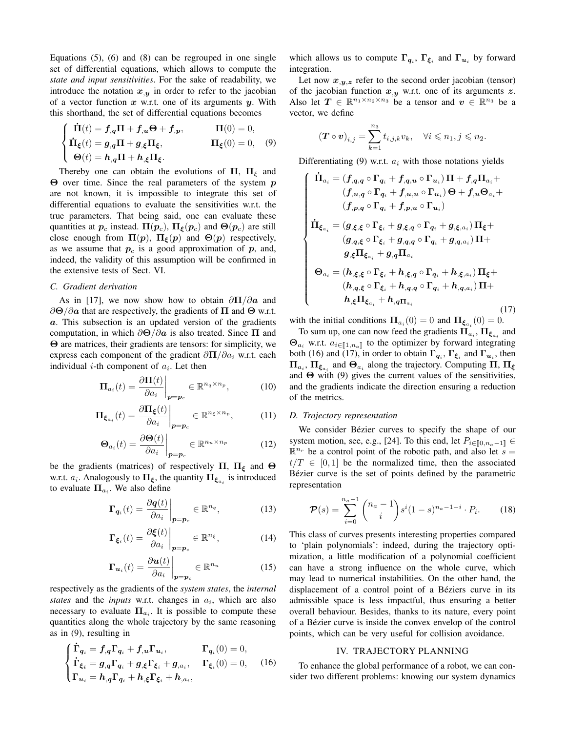Equations (5), (6) and (8) can be regrouped in one single set of differential equations, which allows to compute the *state and input sensitivities*. For the sake of readability, we introduce the notation $\boldsymbol{x}_{,\boldsymbol{y}}$ in order to refer to the jacobian of a vector function $\boldsymbol{x}$ w.r.t. one of its arguments $\boldsymbol{y}$. With this shorthand, the set of differential equations becomes

$$\begin{cases} \dot{\boldsymbol{\Pi}}(t) = \boldsymbol{f}_{,\boldsymbol{q}}\boldsymbol{\Pi} + \boldsymbol{f}_{,\boldsymbol{u}}\boldsymbol{\Theta} + \boldsymbol{f}_{,\boldsymbol{p}}, & \boldsymbol{\Pi}(0) = 0, \\ \dot{\boldsymbol{\Pi}}_{\boldsymbol{\xi}}(t) = \boldsymbol{g}_{,\boldsymbol{q}}\boldsymbol{\Pi} + \boldsymbol{g}_{,\boldsymbol{\xi}}\boldsymbol{\Pi}_{\boldsymbol{\xi}}, & \boldsymbol{\Pi}_{\boldsymbol{\xi}}(0) = 0, \\ \boldsymbol{\Theta}(t) = \boldsymbol{h}_{,\boldsymbol{q}}\boldsymbol{\Pi} + \boldsymbol{h}_{,\boldsymbol{\xi}}\boldsymbol{\Pi}_{\boldsymbol{\xi}}. \end{cases} \tag{9}$$

Thereby one can obtain the evolutions of $\boldsymbol{\Pi}$, $\boldsymbol{\Pi}_{\xi}$ and $\boldsymbol{\Theta}$ over time. Since the real parameters of the system $\boldsymbol{p}$ are not known, it is impossible to integrate this set of differential equations to evaluate the sensitivities w.r.t. the true parameters. That being said, one can evaluate these quantities at $\boldsymbol{p}_c$ instead. $\boldsymbol{\Pi}(\boldsymbol{p}_c)$, $\boldsymbol{\Pi}_{\boldsymbol{\xi}}(\boldsymbol{p}_c)$ and $\boldsymbol{\Theta}(\boldsymbol{p}_c)$ are still close enough from $\boldsymbol{\Pi}(\boldsymbol{p})$, $\boldsymbol{\Pi}_{\boldsymbol{\xi}}(\boldsymbol{p})$ and $\boldsymbol{\Theta}(\boldsymbol{p})$ respectively, as we assume that $\boldsymbol{p}_c$ is a good approximation of $\boldsymbol{p}$, and, indeed, the validity of this assumption will be confirmed in the extensive tests of Sect. VI.

### C. Gradient derivation

As in [17], we now show how to obtain $\partial\boldsymbol{\Pi}/\partial\boldsymbol{a}$ and $\partial\boldsymbol{\Theta}/\partial\boldsymbol{a}$ that are respectively, the gradients of $\boldsymbol{\Pi}$ and $\boldsymbol{\Theta}$ w.r.t. $\boldsymbol{a}$. This subsection is an updated version of the gradients computation, in which $\partial\boldsymbol{\Theta}/\partial\boldsymbol{a}$ is also treated. Since $\boldsymbol{\Pi}$ and $\boldsymbol{\Theta}$ are matrices, their gradients are tensors: for simplicity, we express each component of the gradient $\partial\boldsymbol{\Pi}/\partial a_i$ w.r.t. each individual $i$-th component of $a_i$. Let then

$$\boldsymbol{\Pi}_{a_i}(t) = \left.\frac{\partial\boldsymbol{\Pi}(t)}{\partial a_i}\right|_{\boldsymbol{p}=\boldsymbol{p}_c} \in \mathbb{R}^{n_q \times n_p}, \tag{10}$$

$$\boldsymbol{\Pi}_{\boldsymbol{\xi}_{a_i}}(t) = \left.\frac{\partial\boldsymbol{\Pi}_{\boldsymbol{\xi}}(t)}{\partial a_i}\right|_{\boldsymbol{p}=\boldsymbol{p}_c} \in \mathbb{R}^{n_\xi \times n_p}, \tag{11}$$

$$\boldsymbol{\Theta}_{a_i}(t) = \left.\frac{\partial\boldsymbol{\Theta}(t)}{\partial a_i}\right|_{\boldsymbol{p}=\boldsymbol{p}_c} \in \mathbb{R}^{n_u \times n_p} \tag{12}$$

be the gradients (matrices) of respectively $\boldsymbol{\Pi}$, $\boldsymbol{\Pi}_{\boldsymbol{\xi}}$ and $\boldsymbol{\Theta}$ w.r.t. $a_i$. Analogously to $\boldsymbol{\Pi}_{\boldsymbol{\xi}}$, the quantity $\boldsymbol{\Pi}_{\boldsymbol{\xi}_{a_i}}$ is introduced to evaluate $\boldsymbol{\Pi}_{a_i}$. We also define

$$\boldsymbol{\Gamma}_{\boldsymbol{q}_i}(t) = \left.\frac{\partial\boldsymbol{q}(t)}{\partial a_i}\right|_{\boldsymbol{p}=\boldsymbol{p}_c} \in \mathbb{R}^{n_q}, \tag{13}$$

$$\boldsymbol{\Gamma}_{\boldsymbol{\xi}_i}(t) = \left.\frac{\partial\boldsymbol{\xi}(t)}{\partial a_i}\right|_{\boldsymbol{p}=\boldsymbol{p}_c} \in \mathbb{R}^{n_\xi}, \tag{14}$$

$$\boldsymbol{\Gamma}_{\boldsymbol{u}_i}(t) = \left.\frac{\partial\boldsymbol{u}(t)}{\partial a_i}\right|_{\boldsymbol{p}=\boldsymbol{p}_c} \in \mathbb{R}^{n_u} \tag{15}$$

respectively as the gradients of the *system states*, the *internal states* and the *inputs* w.r.t. changes in $a_i$, which are also necessary to evaluate $\boldsymbol{\Pi}_{a_i}$. It is possible to compute these quantities along the whole trajectory by the same reasoning as in (9), resulting in

$$\begin{cases} \dot{\boldsymbol{\Gamma}}_{\boldsymbol{q}_i} = \boldsymbol{f}_{,\boldsymbol{q}}\boldsymbol{\Gamma}_{\boldsymbol{q}_i} + \boldsymbol{f}_{,\boldsymbol{u}}\boldsymbol{\Gamma}_{\boldsymbol{u}_i}, & \boldsymbol{\Gamma}_{\boldsymbol{q}_i}(0) = 0, \\ \dot{\boldsymbol{\Gamma}}_{\boldsymbol{\xi}_i} = \boldsymbol{g}_{,\boldsymbol{q}}\boldsymbol{\Gamma}_{\boldsymbol{q}_i} + \boldsymbol{g}_{,\boldsymbol{\xi}}\boldsymbol{\Gamma}_{\boldsymbol{\xi}_i} + \boldsymbol{g}_{,a_i}, & \boldsymbol{\Gamma}_{\boldsymbol{\xi}_i}(0) = 0, \\ \boldsymbol{\Gamma}_{\boldsymbol{u}_i} = \boldsymbol{h}_{,\boldsymbol{q}}\boldsymbol{\Gamma}_{\boldsymbol{q}_i} + \boldsymbol{h}_{,\boldsymbol{\xi}}\boldsymbol{\Gamma}_{\boldsymbol{\xi}_i} + \boldsymbol{h}_{,a_i}, \end{cases} \tag{16}$$

which allows us to compute $\boldsymbol{\Gamma}_{\boldsymbol{q}_i}$, $\boldsymbol{\Gamma}_{\boldsymbol{\xi}_i}$ and $\boldsymbol{\Gamma}_{\boldsymbol{u}_i}$ by forward integration.

Let now $\boldsymbol{x}_{,\boldsymbol{y},\boldsymbol{z}}$ refer to the second order jacobian (tensor) of the jacobian function $\boldsymbol{x}_{,\boldsymbol{y}}$ w.r.t. one of its arguments $\boldsymbol{z}$. Also let $\boldsymbol{T} \in \mathbb{R}^{n_1 \times n_2 \times n_3}$ be a tensor and $\boldsymbol{v} \in \mathbb{R}^{n_3}$ be a vector, we define

$$(\boldsymbol{T} \circ \boldsymbol{v})_{i,j} = \sum_{k=1}^{n_3} t_{i,j,k} v_k, \quad \forall i \leqslant n_1, j \leqslant n_2.$$

Differentiating (9) w.r.t. $a_i$ with those notations yields

$$\begin{cases} \dot{\boldsymbol{\Pi}}_{a_i} = \left(\boldsymbol{f}_{,\boldsymbol{q},\boldsymbol{q}} \circ \boldsymbol{\Gamma}_{\boldsymbol{q}_i} + \boldsymbol{f}_{,\boldsymbol{q},\boldsymbol{u}} \circ \boldsymbol{\Gamma}_{\boldsymbol{u}_i}\right)\boldsymbol{\Pi} + \boldsymbol{f}_{,\boldsymbol{q}}\boldsymbol{\Pi}_{a_i} + \\ \quad \left(\boldsymbol{f}_{,\boldsymbol{u},\boldsymbol{q}} \circ \boldsymbol{\Gamma}_{\boldsymbol{q}_i} + \boldsymbol{f}_{,\boldsymbol{u},\boldsymbol{u}} \circ \boldsymbol{\Gamma}_{\boldsymbol{u}_i}\right)\boldsymbol{\Theta} + \boldsymbol{f}_{,\boldsymbol{u}}\boldsymbol{\Theta}_{a_i} + \\ \quad \left(\boldsymbol{f}_{,\boldsymbol{p},\boldsymbol{q}} \circ \boldsymbol{\Gamma}_{\boldsymbol{q}_i} + \boldsymbol{f}_{,\boldsymbol{p},\boldsymbol{u}} \circ \boldsymbol{\Gamma}_{\boldsymbol{u}_i}\right) \\ \dot{\boldsymbol{\Pi}}_{\boldsymbol{\xi}_{a_i}} = \left(\boldsymbol{g}_{,\boldsymbol{\xi},\boldsymbol{\xi}} \circ \boldsymbol{\Gamma}_{\boldsymbol{\xi}_i} + \boldsymbol{g}_{,\boldsymbol{\xi},\boldsymbol{q}} \circ \boldsymbol{\Gamma}_{\boldsymbol{q}_i} + \boldsymbol{g}_{,\boldsymbol{\xi},a_i}\right)\boldsymbol{\Pi}_{\boldsymbol{\xi}} + \\ \quad \left(\boldsymbol{g}_{,\boldsymbol{q},\boldsymbol{\xi}} \circ \boldsymbol{\Gamma}_{\boldsymbol{\xi}_i} + \boldsymbol{g}_{,\boldsymbol{q},\boldsymbol{q}} \circ \boldsymbol{\Gamma}_{\boldsymbol{q}_i} + \boldsymbol{g}_{,\boldsymbol{q},a_i}\right)\boldsymbol{\Pi} + \\ \quad \boldsymbol{g}_{,\boldsymbol{\xi}}\boldsymbol{\Pi}_{\boldsymbol{\xi}_{a_i}} + \boldsymbol{g}_{,\boldsymbol{q}}\boldsymbol{\Pi}_{a_i} \\ \boldsymbol{\Theta}_{a_i} = \left(\boldsymbol{h}_{,\boldsymbol{\xi},\boldsymbol{\xi}} \circ \boldsymbol{\Gamma}_{\boldsymbol{\xi}_i} + \boldsymbol{h}_{,\boldsymbol{\xi},\boldsymbol{q}} \circ \boldsymbol{\Gamma}_{\boldsymbol{q}_i} + \boldsymbol{h}_{,\boldsymbol{\xi},a_i}\right)\boldsymbol{\Pi}_{\boldsymbol{\xi}} + \\ \quad \left(\boldsymbol{h}_{,\boldsymbol{q},\boldsymbol{\xi}} \circ \boldsymbol{\Gamma}_{\boldsymbol{\xi}_i} + \boldsymbol{h}_{,\boldsymbol{q},\boldsymbol{q}} \circ \boldsymbol{\Gamma}_{\boldsymbol{q}_i} + \boldsymbol{h}_{,\boldsymbol{q},a_i}\right)\boldsymbol{\Pi} + \\ \quad \boldsymbol{h}_{,\boldsymbol{\xi}}\boldsymbol{\Pi}_{\boldsymbol{\xi}_{a_i}} + \boldsymbol{h}_{,\boldsymbol{q}}\boldsymbol{\Pi}_{a_i} \end{cases} \tag{17}$$

with the initial conditions $\boldsymbol{\Pi}_{a_i}(0) = 0$ and $\boldsymbol{\Pi}_{\boldsymbol{\xi}_{a_i}}(0) = 0$.

To sum up, one can now feed the gradients $\boldsymbol{\Pi}_{a_i}$, $\boldsymbol{\Pi}_{\boldsymbol{\xi}_{a_i}}$ and $\boldsymbol{\Theta}_{a_i}$ w.r.t. $a_{i \in [\![1,n_a]\!]}$ to the optimizer by forward integrating both (16) and (17), in order to obtain $\boldsymbol{\Gamma}_{\boldsymbol{q}_i}$, $\boldsymbol{\Gamma}_{\boldsymbol{\xi}_i}$ and $\boldsymbol{\Gamma}_{\boldsymbol{u}_i}$, then $\boldsymbol{\Pi}_{a_i}$, $\boldsymbol{\Pi}_{\boldsymbol{\xi}_{a_i}}$ and $\boldsymbol{\Theta}_{a_i}$ along the trajectory. Computing $\boldsymbol{\Pi}$, $\boldsymbol{\Pi}_{\boldsymbol{\xi}}$ and $\boldsymbol{\Theta}$ with (9) gives the current values of the sensitivities, and the gradients indicate the direction ensuring a reduction of the metrics.

### D. Trajectory representation

We consider Bézier curves to specify the shape of our system motion, see, e.g., [24]. To this end, let $P_{i \in [\![0,n_a-1]\!]} \in \mathbb{R}^{n_r}$ be a control point of the robotic path, and also let $s = t/T \in [0,1]$ be the normalized time, then the associated Bézier curve is the set of points defined by the parametric representation

$$\boldsymbol{\mathcal{P}}(s) = \sum_{i=0}^{n_a-1} \binom{n_a-1}{i} s^i (1-s)^{n_a-1-i} \cdot P_i. \tag{18}$$

This class of curves presents interesting properties compared to 'plain polynomials': indeed, during the trajectory optimization, a little modification of a polynomial coefficient can have a strong influence on the whole curve, which may lead to numerical instabilities. On the other hand, the displacement of a control point of a Béziers curve in its admissible space is less impactful, thus ensuring a better overall behaviour. Besides, thanks to its nature, every point of a Bézier curve is inside the convex envelop of the control points, which can be very useful for collision avoidance.

## IV. TRAJECTORY PLANNING

To enhance the global performance of a robot, we can consider two different problems: knowing our system dynamics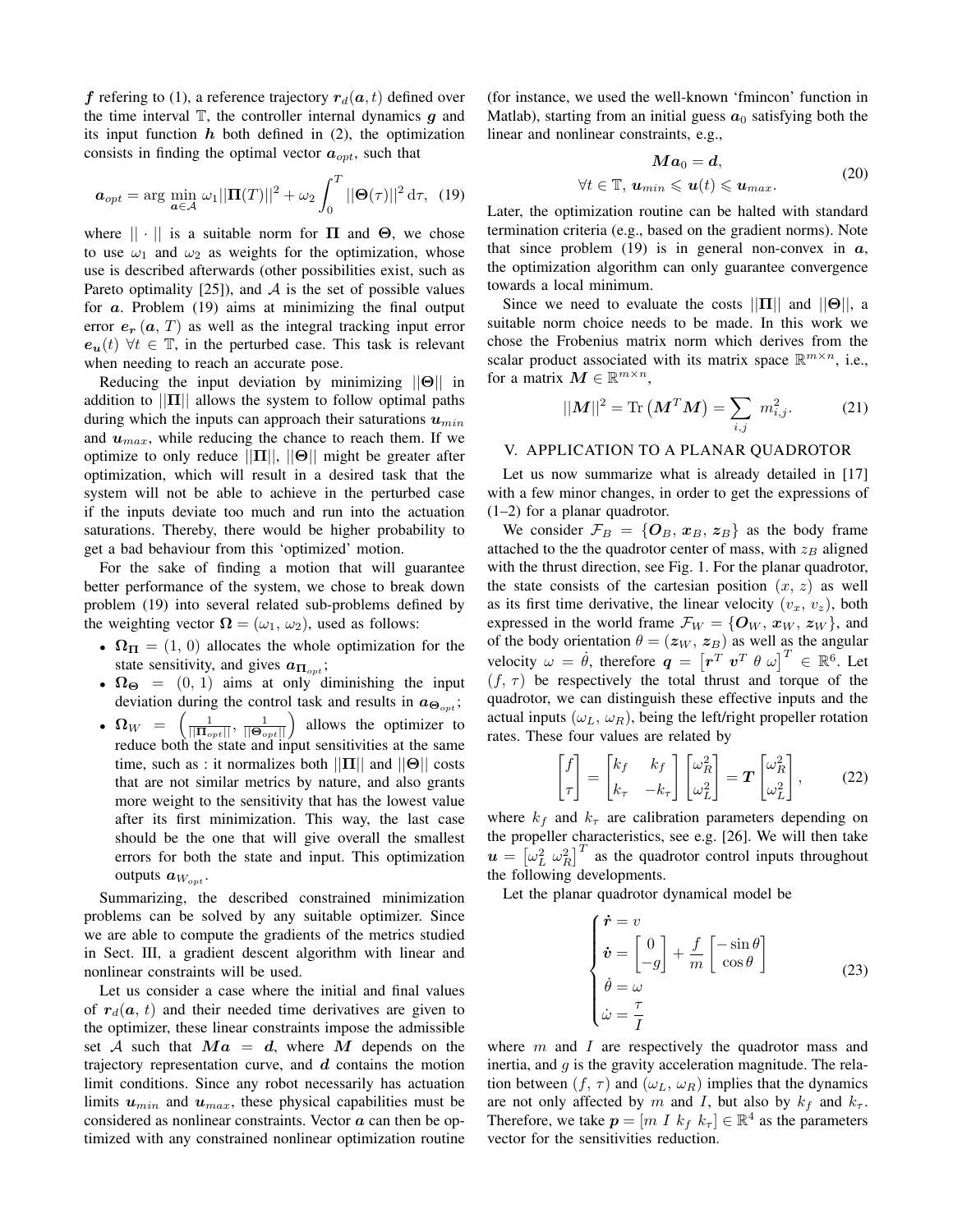$\boldsymbol{f}$ refering to (1), a reference trajectory $\boldsymbol{r}_d(\boldsymbol{a}, t)$ defined over the time interval $\mathbb{T}$, the controller internal dynamics $\boldsymbol{g}$ and its input function $\boldsymbol{h}$ both defined in (2), the optimization consists in finding the optimal vector $\boldsymbol{a}_{opt}$, such that

$$\boldsymbol{a}_{opt} = \arg \min_{\boldsymbol{a} \in \mathcal{A}} \ \omega_1 ||\boldsymbol{\Pi}(T)||^2 + \omega_2 \int_0^T ||\boldsymbol{\Theta}(\tau)||^2 \, \mathrm{d}\tau, \quad (19)$$

where $|| \cdot ||$ is a suitable norm for $\boldsymbol{\Pi}$ and $\boldsymbol{\Theta}$, we chose to use $\omega_1$ and $\omega_2$ as weights for the optimization, whose use is described afterwards (other possibilities exist, such as Pareto optimality [25]), and $\mathcal{A}$ is the set of possible values for $\boldsymbol{a}$. Problem (19) aims at minimizing the final output error $\boldsymbol{e_r}(\boldsymbol{a}, T)$ as well as the integral tracking input error $\boldsymbol{e_u}(t)$ $\forall t \in \mathbb{T}$, in the perturbed case. This task is relevant when needing to reach an accurate pose.

Reducing the input deviation by minimizing $||\boldsymbol{\Theta}||$ in addition to $||\boldsymbol{\Pi}||$ allows the system to follow optimal paths during which the inputs can approach their saturations $\boldsymbol{u}_{min}$ and $\boldsymbol{u}_{max}$, while reducing the chance to reach them. If we optimize to only reduce $||\boldsymbol{\Pi}||$, $||\boldsymbol{\Theta}||$ might be greater after optimization, which will result in a desired task that the system will not be able to achieve in the perturbed case if the inputs deviate too much and run into the actuation saturations. Thereby, there would be higher probability to get a bad behaviour from this 'optimized' motion.

For the sake of finding a motion that will guarantee better performance of the system, we chose to break down problem (19) into several related sub-problems defined by the weighting vector $\boldsymbol{\Omega} = (\omega_1, \omega_2)$, used as follows:

- $\boldsymbol{\Omega_\Pi} = (1, 0)$ allocates the whole optimization for the state sensitivity, and gives $\boldsymbol{a}_{\boldsymbol{\Pi}_{opt}}$;
- $\boldsymbol{\Omega_\Theta} = (0, 1)$ aims at only diminishing the input deviation during the control task and results in $\boldsymbol{a}_{\boldsymbol{\Theta}_{opt}}$;
- $\boldsymbol{\Omega}_W = \left(\frac{1}{||\boldsymbol{\Pi}_{opt}||}, \frac{1}{||\boldsymbol{\Theta}_{opt}||}\right)$ allows the optimizer to reduce both the state and input sensitivities at the same time, such as : it normalizes both $||\boldsymbol{\Pi}||$ and $||\boldsymbol{\Theta}||$ costs that are not similar metrics by nature, and also grants more weight to the sensitivity that has the lowest value after its first minimization. This way, the last case should be the one that will give overall the smallest errors for both the state and input. This optimization outputs $\boldsymbol{a}_{W_{opt}}$.

Summarizing, the described constrained minimization problems can be solved by any suitable optimizer. Since we are able to compute the gradients of the metrics studied in Sect. III, a gradient descent algorithm with linear and nonlinear constraints will be used.

Let us consider a case where the initial and final values of $\boldsymbol{r}_d(\boldsymbol{a}, t)$ and their needed time derivatives are given to the optimizer, these linear constraints impose the admissible set $\mathcal{A}$ such that $\boldsymbol{M}\boldsymbol{a} = \boldsymbol{d}$, where $\boldsymbol{M}$ depends on the trajectory representation curve, and $\boldsymbol{d}$ contains the motion limit conditions. Since any robot necessarily has actuation limits $\boldsymbol{u}_{min}$ and $\boldsymbol{u}_{max}$, these physical capabilities must be considered as nonlinear constraints. Vector $\boldsymbol{a}$ can then be optimized with any constrained nonlinear optimization routine (for instance, we used the well-known 'fmincon' function in Matlab), starting from an initial guess $\boldsymbol{a}_0$ satisfying both the linear and nonlinear constraints, e.g.,

$$\begin{gathered} \boldsymbol{M}\boldsymbol{a}_0 = \boldsymbol{d}, \\ \forall t \in \mathbb{T}, \ \boldsymbol{u}_{min} \leqslant \boldsymbol{u}(t) \leqslant \boldsymbol{u}_{max}. \end{gathered} \quad (20)$$

Later, the optimization routine can be halted with standard termination criteria (e.g., based on the gradient norms). Note that since problem (19) is in general non-convex in $\boldsymbol{a}$, the optimization algorithm can only guarantee convergence towards a local minimum.

Since we need to evaluate the costs $||\boldsymbol{\Pi}||$ and $||\boldsymbol{\Theta}||$, a suitable norm choice needs to be made. In this work we chose the Frobenius matrix norm which derives from the scalar product associated with its matrix space $\mathbb{R}^{m \times n}$, i.e., for a matrix $\boldsymbol{M} \in \mathbb{R}^{m \times n}$,

$$||\boldsymbol{M}||^2 = \mathrm{Tr}\left(\boldsymbol{M}^T \boldsymbol{M}\right) = \sum_{i,j} \ m_{i,j}^2. \quad (21)$$

## V. APPLICATION TO A PLANAR QUADROTOR

Let us now summarize what is already detailed in [17] with a few minor changes, in order to get the expressions of (1–2) for a planar quadrotor.

We consider $\mathcal{F}_B = \{\boldsymbol{O}_B, \boldsymbol{x}_B, \boldsymbol{z}_B\}$ as the body frame attached to the quadrotor center of mass, with $z_B$ aligned with the thrust direction, see Fig. 1. For the planar quadrotor, the state consists of the cartesian position $(x, z)$ as well as its first time derivative, the linear velocity $(v_x, v_z)$, both expressed in the world frame $\mathcal{F}_W = \{\boldsymbol{O}_W, \boldsymbol{x}_W, \boldsymbol{z}_W\}$, and of the body orientation $\theta = (\boldsymbol{z}_W, \boldsymbol{z}_B)$ as well as the angular velocity $\omega = \dot{\theta}$, therefore $\boldsymbol{q} = \begin{bmatrix}\boldsymbol{r}^T \ \boldsymbol{v}^T \ \theta \ \omega\end{bmatrix}^T \in \mathbb{R}^6$. Let $(f, \tau)$ be respectively the total thrust and torque of the quadrotor, we can distinguish these effective inputs and the actual inputs $(\omega_L, \omega_R)$, being the left/right propeller rotation rates. These four values are related by

$$\begin{bmatrix} f \\ \tau \end{bmatrix} = \begin{bmatrix} k_f & k_f \\ k_\tau & -k_\tau \end{bmatrix} \begin{bmatrix} \omega_R^2 \\ \omega_L^2 \end{bmatrix} = \boldsymbol{T} \begin{bmatrix} \omega_R^2 \\ \omega_L^2 \end{bmatrix}, \quad (22)$$

where $k_f$ and $k_\tau$ are calibration parameters depending on the propeller characteristics, see e.g. [26]. We will then take $\boldsymbol{u} = \begin{bmatrix}\omega_L^2 \ \omega_R^2\end{bmatrix}^T$ as the quadrotor control inputs throughout the following developments.

Let the planar quadrotor dynamical model be

$$\begin{cases} \dot{\boldsymbol{r}} = v \\ \dot{\boldsymbol{v}} = \begin{bmatrix} 0 \\ -g \end{bmatrix} + \dfrac{f}{m} \begin{bmatrix} -\sin\theta \\ \cos\theta \end{bmatrix} \\ \dot{\theta} = \omega \\ \dot{\omega} = \dfrac{\tau}{I} \end{cases} \quad (23)$$

where $m$ and $I$ are respectively the quadrotor mass and inertia, and $g$ is the gravity acceleration magnitude. The relation between $(f, \tau)$ and $(\omega_L, \omega_R)$ implies that the dynamics are not only affected by $m$ and $I$, but also by $k_f$ and $k_\tau$. Therefore, we take $\boldsymbol{p} = [m \ I \ k_f \ k_\tau] \in \mathbb{R}^4$ as the parameters vector for the sensitivities reduction.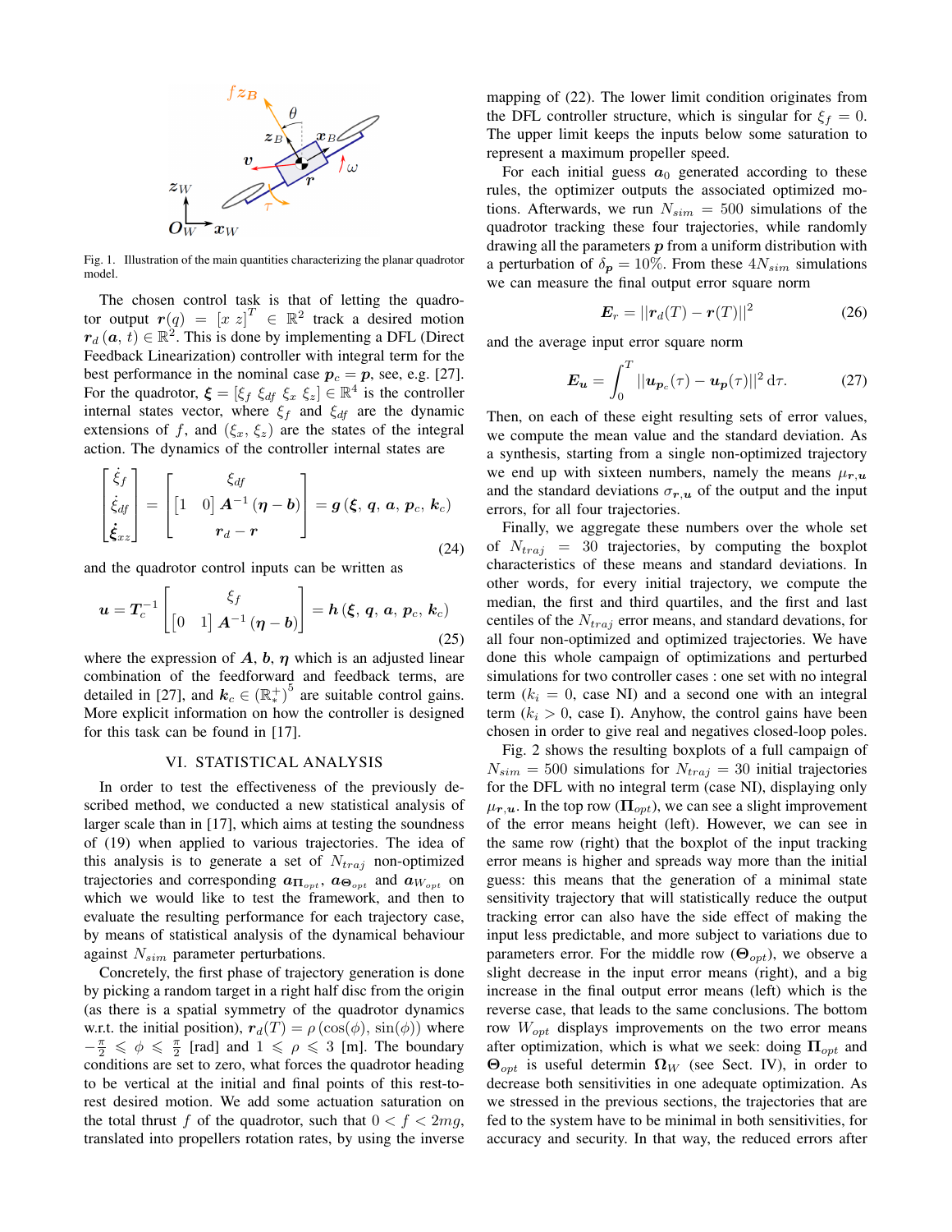Fig. 1. Illustration of the main quantities characterizing the planar quadrotor model.

The chosen control task is that of letting the quadrotor output $\boldsymbol{r}(q) = [x\ z]^T \in \mathbb{R}^2$ track a desired motion $\boldsymbol{r}_d(\boldsymbol{a},\, t) \in \mathbb{R}^2$. This is done by implementing a DFL (Direct Feedback Linearization) controller with integral term for the best performance in the nominal case $\boldsymbol{p}_c = \boldsymbol{p}$, see, e.g. [27]. For the quadrotor, $\boldsymbol{\xi} = [\xi_f\ \xi_{df}\ \xi_x\ \xi_z] \in \mathbb{R}^4$ is the controller internal states vector, where $\xi_f$ and $\xi_{df}$ are the dynamic extensions of $f$, and $(\xi_x,\, \xi_z)$ are the states of the integral action. The dynamics of the controller internal states are

$$\begin{bmatrix} \dot{\xi}_f \\ \dot{\xi}_{df} \\ \dot{\boldsymbol{\xi}}_{xz} \end{bmatrix} = \begin{bmatrix} \xi_{df} \\ \begin{bmatrix} 1 & 0 \end{bmatrix} \boldsymbol{A}^{-1}(\boldsymbol{\eta} - \boldsymbol{b}) \\ \boldsymbol{r}_d - \boldsymbol{r} \end{bmatrix} = \boldsymbol{g}(\boldsymbol{\xi},\, \boldsymbol{q},\, \boldsymbol{a},\, \boldsymbol{p}_c,\, \boldsymbol{k}_c) \tag{24}$$

and the quadrotor control inputs can be written as

$$\boldsymbol{u} = \boldsymbol{T}_c^{-1} \begin{bmatrix} \xi_f \\ \begin{bmatrix} 0 & 1 \end{bmatrix} \boldsymbol{A}^{-1}(\boldsymbol{\eta} - \boldsymbol{b}) \end{bmatrix} = \boldsymbol{h}(\boldsymbol{\xi},\, \boldsymbol{q},\, \boldsymbol{a},\, \boldsymbol{p}_c,\, \boldsymbol{k}_c) \tag{25}$$

where the expression of $\boldsymbol{A}$, $\boldsymbol{b}$, $\boldsymbol{\eta}$ which is an adjusted linear combination of the feedforward and feedback terms, are detailed in [27], and $\boldsymbol{k}_c \in (\mathbb{R}_*^+)^5$ are suitable control gains. More explicit information on how the controller is designed for this task can be found in [17].

## VI. Statistical Analysis

In order to test the effectiveness of the previously described method, we conducted a new statistical analysis of larger scale than in [17], which aims at testing the soundness of (19) when applied to various trajectories. The idea of this analysis is to generate a set of $N_{traj}$ non-optimized trajectories and corresponding $\boldsymbol{a}_{\boldsymbol{\Pi}_{opt}}$, $\boldsymbol{a}_{\boldsymbol{\Theta}_{opt}}$ and $\boldsymbol{a}_{W_{opt}}$ on which we would like to test the framework, and then to evaluate the resulting performance for each trajectory case, by means of statistical analysis of the dynamical behaviour against $N_{sim}$ parameter perturbations.

Concretely, the first phase of trajectory generation is done by picking a random target in a right half disc from the origin (as there is a spatial symmetry of the quadrotor dynamics w.r.t. the initial position), $\boldsymbol{r}_d(T) = \rho\,(\cos(\phi),\, \sin(\phi))$ where $-\frac{\pi}{2} \leqslant \phi \leqslant \frac{\pi}{2}$ [rad] and $1 \leqslant \rho \leqslant 3$ [m]. The boundary conditions are set to zero, what forces the quadrotor heading to be vertical at the initial and final points of this rest-to-rest desired motion. We add some actuation saturation on the total thrust $f$ of the quadrotor, such that $0 < f < 2mg$, translated into propellers rotation rates, by using the inverse mapping of (22). The lower limit condition originates from the DFL controller structure, which is singular for $\xi_f = 0$. The upper limit keeps the inputs below some saturation to represent a maximum propeller speed.

For each initial guess $\boldsymbol{a}_0$ generated according to these rules, the optimizer outputs the associated optimized motions. Afterwards, we run $N_{sim} = 500$ simulations of the quadrotor tracking these four trajectories, while randomly drawing all the parameters $\boldsymbol{p}$ from a uniform distribution with a perturbation of $\delta_{\boldsymbol{p}} = 10\%$. From these $4N_{sim}$ simulations we can measure the final output error square norm

$$\boldsymbol{E_r} = ||\boldsymbol{r}_d(T) - \boldsymbol{r}(T)||^2 \tag{26}$$

and the average input error square norm

$$\boldsymbol{E_u} = \int_0^T ||\boldsymbol{u}_{\boldsymbol{p}_c}(\tau) - \boldsymbol{u}_{\boldsymbol{p}}(\tau)||^2\, \mathrm{d}\tau. \tag{27}$$

Then, on each of these eight resulting sets of error values, we compute the mean value and the standard deviation. As a synthesis, starting from a single non-optimized trajectory we end up with sixteen numbers, namely the means $\mu_{\boldsymbol{r},\boldsymbol{u}}$ and the standard deviations $\sigma_{\boldsymbol{r},\boldsymbol{u}}$ of the output and the input errors, for all four trajectories.

Finally, we aggregate these numbers over the whole set of $N_{traj} = 30$ trajectories, by computing the boxplot characteristics of these means and standard deviations. In other words, for every initial trajectory, we compute the median, the first and third quartiles, and the first and last centiles of the $N_{traj}$ error means, and standard devations, for all four non-optimized and optimized trajectories. We have done this whole campaign of optimizations and perturbed simulations for two controller cases : one set with no integral term ($k_i = 0$, case NI) and a second one with an integral term ($k_i > 0$, case I). Anyhow, the control gains have been chosen in order to give real and negatives closed-loop poles.

Fig. 2 shows the resulting boxplots of a full campaign of $N_{sim} = 500$ simulations for $N_{traj} = 30$ initial trajectories for the DFL with no integral term (case NI), displaying only $\mu_{\boldsymbol{r},\boldsymbol{u}}$. In the top row ($\boldsymbol{\Pi}_{opt}$), we can see a slight improvement of the error means height (left). However, we can see in the same row (right) that the boxplot of the input tracking error means is higher and spreads way more than the initial guess: this means that the generation of a minimal state sensitivity trajectory that will statistically reduce the output tracking error can also have the side effect of making the input less predictable, and more subject to variations due to parameters error. For the middle row ($\boldsymbol{\Theta}_{opt}$), we observe a slight decrease in the input error means (right), and a big increase in the final output error means (left) which is the reverse case, that leads to the same conclusions. The bottom row $W_{opt}$ displays improvements on the two error means after optimization, which is what we seek: doing $\boldsymbol{\Pi}_{opt}$ and $\boldsymbol{\Theta}_{opt}$ is useful determin $\boldsymbol{\Omega}_W$ (see Sect. IV), in order to decrease both sensitivities in one adequate optimization. As we stressed in the previous sections, the trajectories that are fed to the system have to be minimal in both sensitivities, for accuracy and security. In that way, the reduced errors after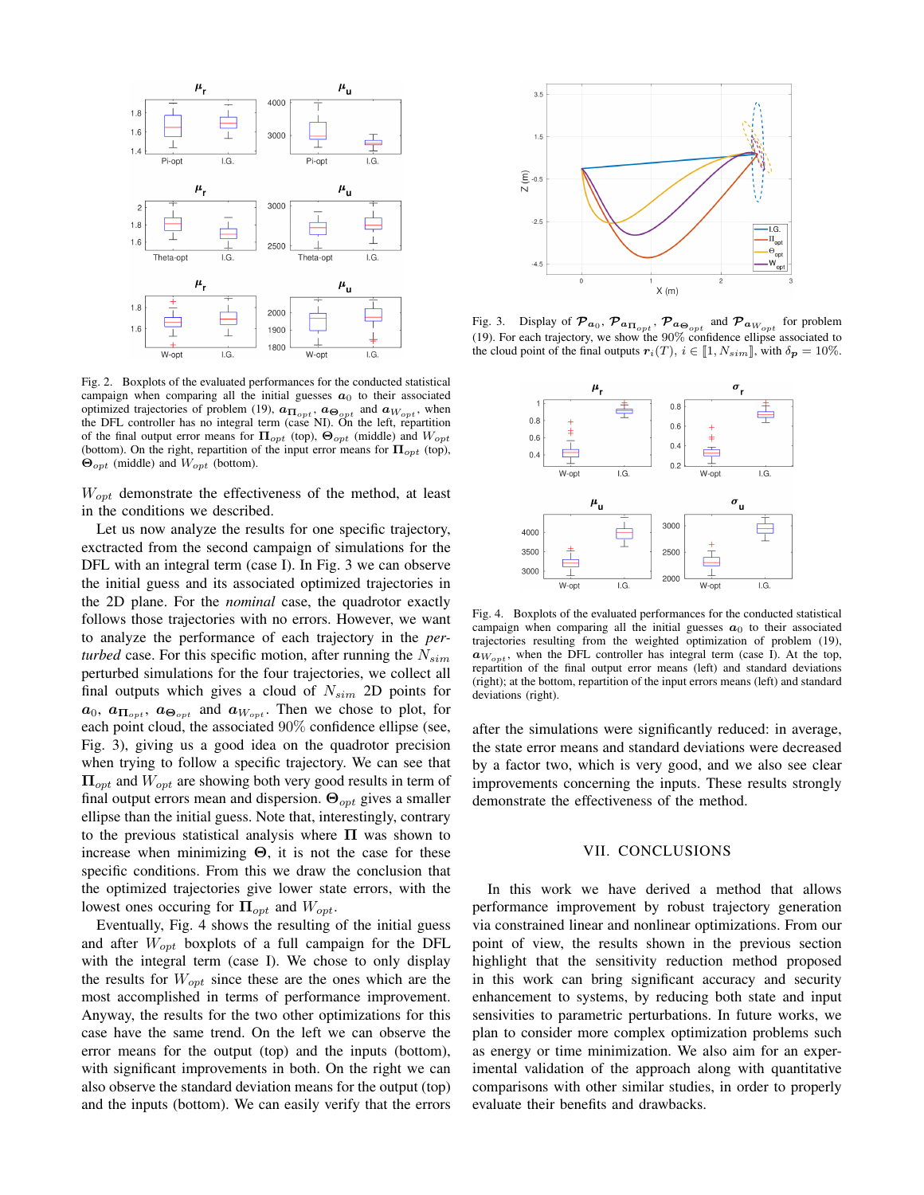Fig. 2. Boxplots of the evaluated performances for the conducted statistical campaign when comparing all the initial guesses $\boldsymbol{a}_0$ to their associated optimized trajectories of problem (19), $\boldsymbol{a}_{\boldsymbol{\Pi}_{opt}}$, $\boldsymbol{a}_{\boldsymbol{\Theta}_{opt}}$ and $\boldsymbol{a}_{W_{opt}}$, when the DFL controller has no integral term (case NI). On the left, repartition of the final output error means for $\boldsymbol{\Pi}_{opt}$ (top), $\boldsymbol{\Theta}_{opt}$ (middle) and $W_{opt}$ (bottom). On the right, repartition of the input error means for $\boldsymbol{\Pi}_{opt}$ (top), $\boldsymbol{\Theta}_{opt}$ (middle) and $W_{opt}$ (bottom).

$W_{opt}$ demonstrate the effectiveness of the method, at least in the conditions we described.

Let us now analyze the results for one specific trajectory, exctracted from the second campaign of simulations for the DFL with an integral term (case I). In Fig. 3 we can observe the initial guess and its associated optimized trajectories in the 2D plane. For the *nominal* case, the quadrotor exactly follows those trajectories with no errors. However, we want to analyze the performance of each trajectory in the *perturbed* case. For this specific motion, after running the $N_{sim}$ perturbed simulations for the four trajectories, we collect all final outputs which gives a cloud of $N_{sim}$ 2D points for $\boldsymbol{a}_0$, $\boldsymbol{a}_{\boldsymbol{\Pi}_{opt}}$, $\boldsymbol{a}_{\boldsymbol{\Theta}_{opt}}$ and $\boldsymbol{a}_{W_{opt}}$. Then we chose to plot, for each point cloud, the associated $90\%$ confidence ellipse (see, Fig. 3), giving us a good idea on the quadrotor precision when trying to follow a specific trajectory. We can see that $\boldsymbol{\Pi}_{opt}$ and $W_{opt}$ are showing both very good results in term of final output errors mean and dispersion. $\boldsymbol{\Theta}_{opt}$ gives a smaller ellipse than the initial guess. Note that, interestingly, contrary to the previous statistical analysis where $\boldsymbol{\Pi}$ was shown to increase when minimizing $\boldsymbol{\Theta}$, it is not the case for these specific conditions. From this we draw the conclusion that the optimized trajectories give lower state errors, with the lowest ones occuring for $\boldsymbol{\Pi}_{opt}$ and $W_{opt}$.

Eventually, Fig. 4 shows the resulting of the initial guess and after $W_{opt}$ boxplots of a full campaign for the DFL with the integral term (case I). We chose to only display the results for $W_{opt}$ since these are the ones which are the most accomplished in terms of performance improvement. Anyway, the results for the two other optimizations for this case have the same trend. On the left we can observe the error means for the output (top) and the inputs (bottom), with significant improvements in both. On the right we can also observe the standard deviation means for the output (top) and the inputs (bottom). We can easily verify that the errors after the simulations were significantly reduced: in average, the state error means and standard deviations were decreased by a factor two, which is very good, and we also see clear improvements concerning the inputs. These results strongly demonstrate the effectiveness of the method.

Fig. 3. Display of $\mathcal{P}_{\boldsymbol{a}_0}$, $\mathcal{P}_{\boldsymbol{a}_{\boldsymbol{\Pi}_{opt}}}$, $\mathcal{P}_{\boldsymbol{a}_{\boldsymbol{\Theta}_{opt}}}$ and $\mathcal{P}_{\boldsymbol{a}_{W_{opt}}}$ for problem (19). For each trajectory, we show the $90\%$ confidence ellipse associated to the cloud point of the final outputs $\boldsymbol{r}_i(T)$, $i \in [\![1, N_{sim}]\!]$, with $\delta_{\boldsymbol{p}} = 10\%$.

Fig. 4. Boxplots of the evaluated performances for the conducted statistical campaign when comparing all the initial guesses $\boldsymbol{a}_0$ to their associated trajectories resulting from the weighted optimization of problem (19), $\boldsymbol{a}_{W_{opt}}$, when the DFL controller has integral term (case I). At the top, repartition of the final output error means (left) and standard deviations (right); at the bottom, repartition of the input errors means (left) and standard deviations (right).

## VII. CONCLUSIONS

In this work we have derived a method that allows performance improvement by robust trajectory generation via constrained linear and nonlinear optimizations. From our point of view, the results shown in the previous section highlight that the sensitivity reduction method proposed in this work can bring significant accuracy and security enhancement to systems, by reducing both state and input sensitivities to parametric perturbations. In future works, we plan to consider more complex optimization problems such as energy or time minimization. We also aim for an experimental validation of the approach along with quantitative comparisons with other similar studies, in order to properly evaluate their benefits and drawbacks.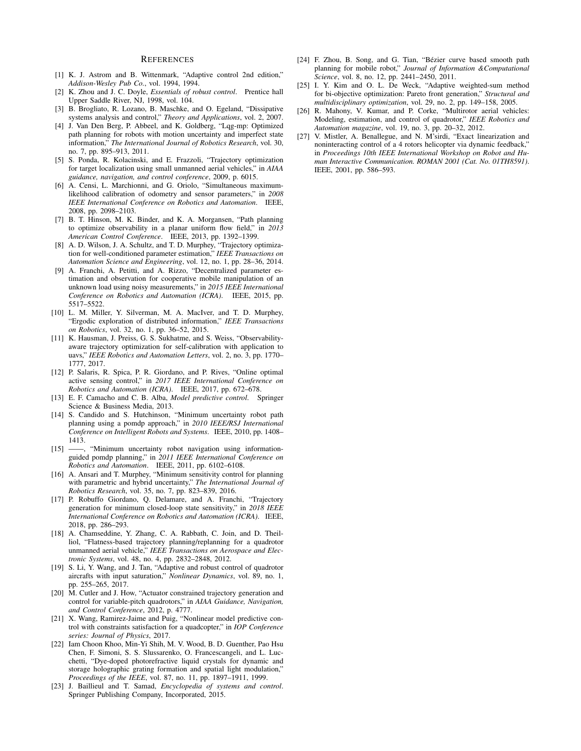# References

[1] K. J. Astrom and B. Wittenmark, "Adaptive control 2nd edition," *Addison-Wesley Pub Co.*, vol. 1994, 1994.

[2] K. Zhou and J. C. Doyle, *Essentials of robust control*. Prentice hall Upper Saddle River, NJ, 1998, vol. 104.

[3] B. Brogliato, R. Lozano, B. Maschke, and O. Egeland, "Dissipative systems analysis and control," *Theory and Applications*, vol. 2, 2007.

[4] J. Van Den Berg, P. Abbeel, and K. Goldberg, "Lqg-mp: Optimized path planning for robots with motion uncertainty and imperfect state information," *The International Journal of Robotics Research*, vol. 30, no. 7, pp. 895–913, 2011.

[5] S. Ponda, R. Kolacinski, and E. Frazzoli, "Trajectory optimization for target localization using small unmanned aerial vehicles," in *AIAA guidance, navigation, and control conference*, 2009, p. 6015.

[6] A. Censi, L. Marchionni, and G. Oriolo, "Simultaneous maximum-likelihood calibration of odometry and sensor parameters," in *2008 IEEE International Conference on Robotics and Automation*. IEEE, 2008, pp. 2098–2103.

[7] B. T. Hinson, M. K. Binder, and K. A. Morgansen, "Path planning to optimize observability in a planar uniform flow field," in *2013 American Control Conference*. IEEE, 2013, pp. 1392–1399.

[8] A. D. Wilson, J. A. Schultz, and T. D. Murphey, "Trajectory optimization for well-conditioned parameter estimation," *IEEE Transactions on Automation Science and Engineering*, vol. 12, no. 1, pp. 28–36, 2014.

[9] A. Franchi, A. Petitti, and A. Rizzo, "Decentralized parameter estimation and observation for cooperative mobile manipulation of an unknown load using noisy measurements," in *2015 IEEE International Conference on Robotics and Automation (ICRA)*. IEEE, 2015, pp. 5517–5522.

[10] L. M. Miller, Y. Silverman, M. A. MacIver, and T. D. Murphey, "Ergodic exploration of distributed information," *IEEE Transactions on Robotics*, vol. 32, no. 1, pp. 36–52, 2015.

[11] K. Hausman, J. Preiss, G. S. Sukhatme, and S. Weiss, "Observability-aware trajectory optimization for self-calibration with application to uavs," *IEEE Robotics and Automation Letters*, vol. 2, no. 3, pp. 1770–1777, 2017.

[12] P. Salaris, R. Spica, P. R. Giordano, and P. Rives, "Online optimal active sensing control," in *2017 IEEE International Conference on Robotics and Automation (ICRA)*. IEEE, 2017, pp. 672–678.

[13] E. F. Camacho and C. B. Alba, *Model predictive control*. Springer Science & Business Media, 2013.

[14] S. Candido and S. Hutchinson, "Minimum uncertainty robot path planning using a pomdp approach," in *2010 IEEE/RSJ International Conference on Intelligent Robots and Systems*. IEEE, 2010, pp. 1408–1413.

[15] ——, "Minimum uncertainty robot navigation using information-guided pomdp planning," in *2011 IEEE International Conference on Robotics and Automation*. IEEE, 2011, pp. 6102–6108.

[16] A. Ansari and T. Murphey, "Minimum sensitivity control for planning with parametric and hybrid uncertainty," *The International Journal of Robotics Research*, vol. 35, no. 7, pp. 823–839, 2016.

[17] P. Robuffo Giordano, Q. Delamare, and A. Franchi, "Trajectory generation for minimum closed-loop state sensitivity," in *2018 IEEE International Conference on Robotics and Automation (ICRA)*. IEEE, 2018, pp. 286–293.

[18] A. Chamseddine, Y. Zhang, C. A. Rabbath, C. Join, and D. Theilliol, "Flatness-based trajectory planning/replanning for a quadrotor unmanned aerial vehicle," *IEEE Transactions on Aerospace and Electronic Systems*, vol. 48, no. 4, pp. 2832–2848, 2012.

[19] S. Li, Y. Wang, and J. Tan, "Adaptive and robust control of quadrotor aircrafts with input saturation," *Nonlinear Dynamics*, vol. 89, no. 1, pp. 255–265, 2017.

[20] M. Cutler and J. How, "Actuator constrained trajectory generation and control for variable-pitch quadrotors," in *AIAA Guidance, Navigation, and Control Conference*, 2012, p. 4777.

[21] X. Wang, Ramirez-Jaime and Puig, "Nonlinear model predictive control with constraints satisfaction for a quadcopter," in *IOP Conference series: Journal of Physics*, 2017.

[22] Iam Choon Khoo, Min-Yi Shih, M. V. Wood, B. D. Guenther, Pao Hsu Chen, F. Simoni, S. S. Slussarenko, O. Francescangeli, and L. Lucchetti, "Dye-doped photorefractive liquid crystals for dynamic and storage holographic grating formation and spatial light modulation," *Proceedings of the IEEE*, vol. 87, no. 11, pp. 1897–1911, 1999.

[23] J. Baillieul and T. Samad, *Encyclopedia of systems and control*. Springer Publishing Company, Incorporated, 2015.

[24] F. Zhou, B. Song, and G. Tian, "Bézier curve based smooth path planning for mobile robot," *Journal of Information &Computational Science*, vol. 8, no. 12, pp. 2441–2450, 2011.

[25] I. Y. Kim and O. L. De Weck, "Adaptive weighted-sum method for bi-objective optimization: Pareto front generation," *Structural and multidisciplinary optimization*, vol. 29, no. 2, pp. 149–158, 2005.

[26] R. Mahony, V. Kumar, and P. Corke, "Multirotor aerial vehicles: Modeling, estimation, and control of quadrotor," *IEEE Robotics and Automation magazine*, vol. 19, no. 3, pp. 20–32, 2012.

[27] V. Mistler, A. Benallegue, and N. M'sirdi, "Exact linearization and noninteracting control of a 4 rotors helicopter via dynamic feedback," in *Proceedings 10th IEEE International Workshop on Robot and Human Interactive Communication. ROMAN 2001 (Cat. No. 01TH8591)*. IEEE, 2001, pp. 586–593.